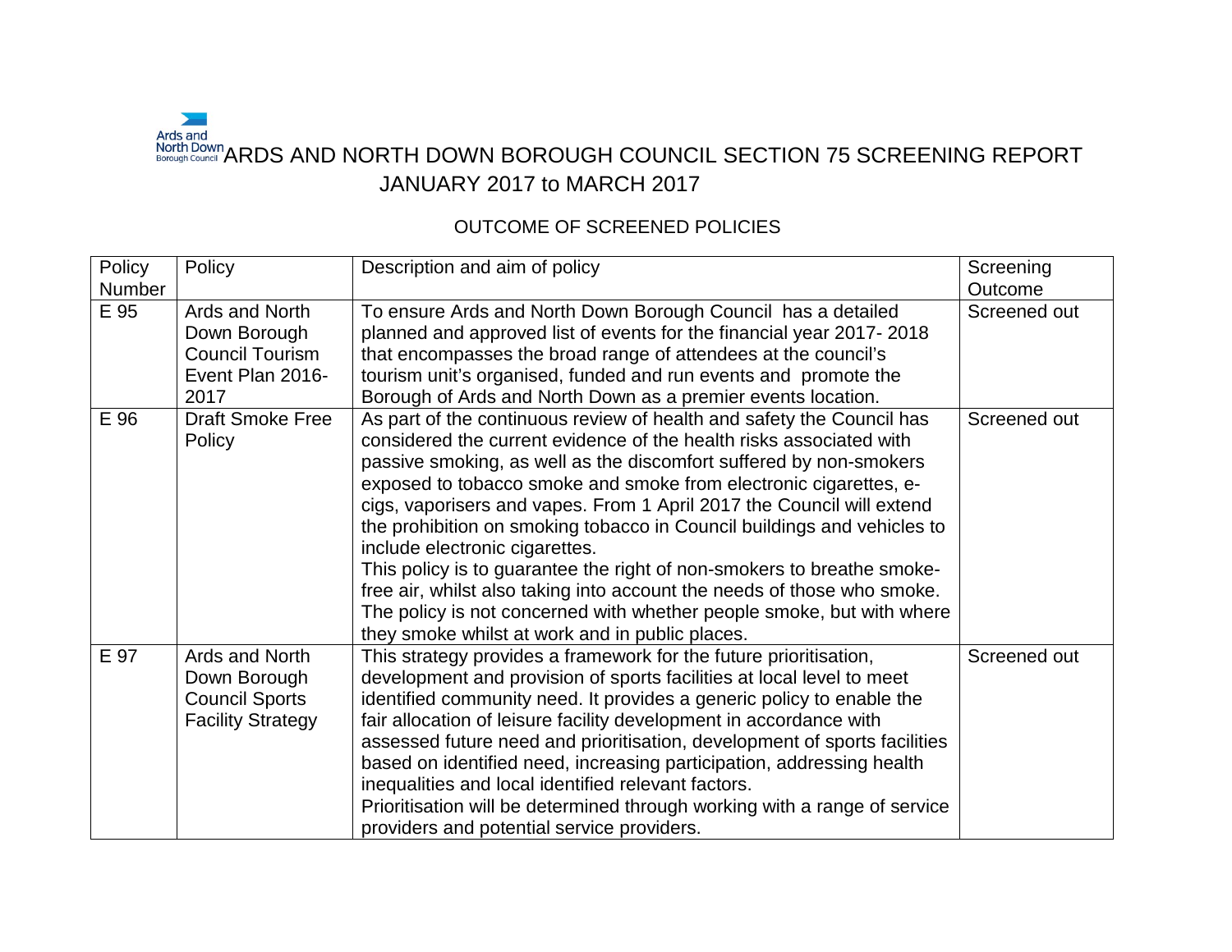# ARDS AND NORTH DOWN BOROUGH COUNCIL SECTION 75 SCREENING REPORT JANUARY 2017 to MARCH 2017

## OUTCOME OF SCREENED POLICIES

| Policy Number | Policy | Description and aim of policy | Screening Outcome |
|---|---|---|---|
| E 95 | Ards and North Down Borough Council Tourism Event Plan 2016-2017 | To ensure Ards and North Down Borough Council has a detailed planned and approved list of events for the financial year 2017- 2018 that encompasses the broad range of attendees at the council's tourism unit's organised, funded and run events and promote the Borough of Ards and North Down as a premier events location. | Screened out |
| E 96 | Draft Smoke Free Policy | As part of the continuous review of health and safety the Council has considered the current evidence of the health risks associated with passive smoking, as well as the discomfort suffered by non-smokers exposed to tobacco smoke and smoke from electronic cigarettes, e-cigs, vaporisers and vapes. From 1 April 2017 the Council will extend the prohibition on smoking tobacco in Council buildings and vehicles to include electronic cigarettes.<br>This policy is to guarantee the right of non-smokers to breathe smoke-free air, whilst also taking into account the needs of those who smoke. The policy is not concerned with whether people smoke, but with where they smoke whilst at work and in public places. | Screened out |
| E 97 | Ards and North Down Borough Council Sports Facility Strategy | This strategy provides a framework for the future prioritisation, development and provision of sports facilities at local level to meet identified community need. It provides a generic policy to enable the fair allocation of leisure facility development in accordance with assessed future need and prioritisation, development of sports facilities based on identified need, increasing participation, addressing health inequalities and local identified relevant factors.<br>Prioritisation will be determined through working with a range of service providers and potential service providers. | Screened out |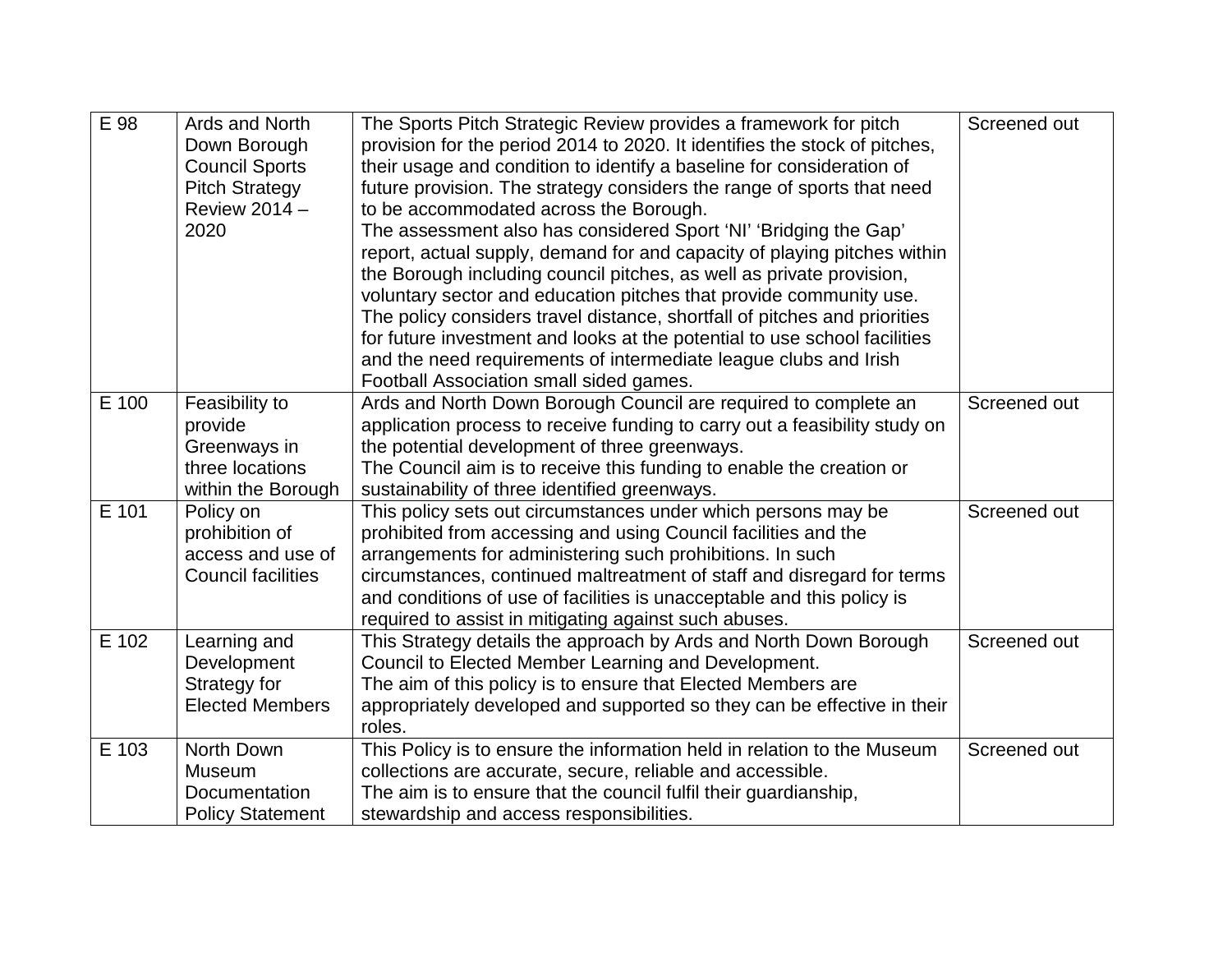| | | | |
|---|---|---|---|
| E 98 | Ards and North Down Borough Council Sports Pitch Strategy Review 2014 – 2020 | The Sports Pitch Strategic Review provides a framework for pitch provision for the period 2014 to 2020. It identifies the stock of pitches, their usage and condition to identify a baseline for consideration of future provision. The strategy considers the range of sports that need to be accommodated across the Borough.<br>The assessment also has considered Sport 'NI' 'Bridging the Gap' report, actual supply, demand for and capacity of playing pitches within the Borough including council pitches, as well as private provision, voluntary sector and education pitches that provide community use. The policy considers travel distance, shortfall of pitches and priorities for future investment and looks at the potential to use school facilities and the need requirements of intermediate league clubs and Irish Football Association small sided games. | Screened out |
| E 100 | Feasibility to provide Greenways in three locations within the Borough | Ards and North Down Borough Council are required to complete an application process to receive funding to carry out a feasibility study on the potential development of three greenways.<br>The Council aim is to receive this funding to enable the creation or sustainability of three identified greenways. | Screened out |
| E 101 | Policy on prohibition of access and use of Council facilities | This policy sets out circumstances under which persons may be prohibited from accessing and using Council facilities and the arrangements for administering such prohibitions. In such circumstances, continued maltreatment of staff and disregard for terms and conditions of use of facilities is unacceptable and this policy is required to assist in mitigating against such abuses. | Screened out |
| E 102 | Learning and Development Strategy for Elected Members | This Strategy details the approach by Ards and North Down Borough Council to Elected Member Learning and Development.<br>The aim of this policy is to ensure that Elected Members are appropriately developed and supported so they can be effective in their roles. | Screened out |
| E 103 | North Down Museum Documentation Policy Statement | This Policy is to ensure the information held in relation to the Museum collections are accurate, secure, reliable and accessible.<br>The aim is to ensure that the council fulfil their guardianship, stewardship and access responsibilities. | Screened out |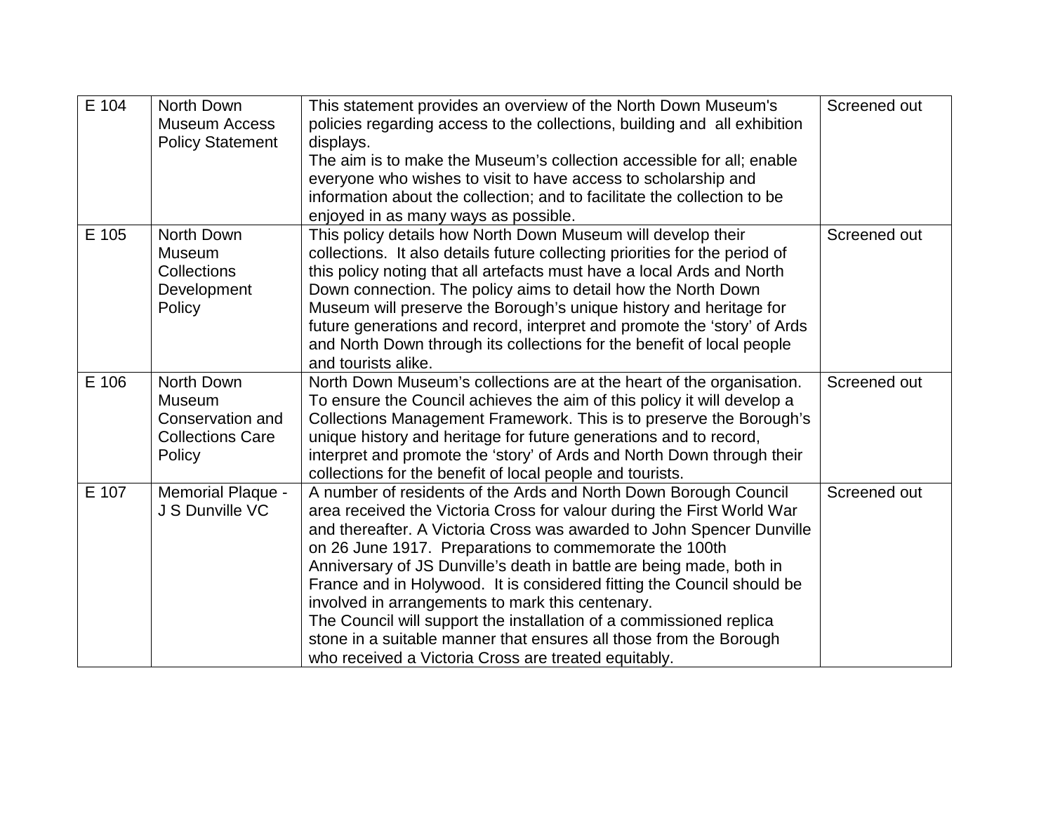| | | | |
|---|---|---|---|
| E 104 | North Down Museum Access Policy Statement | This statement provides an overview of the North Down Museum's policies regarding access to the collections, building and all exhibition displays.<br>The aim is to make the Museum's collection accessible for all; enable everyone who wishes to visit to have access to scholarship and information about the collection; and to facilitate the collection to be enjoyed in as many ways as possible. | Screened out |
| E 105 | North Down Museum Collections Development Policy | This policy details how North Down Museum will develop their collections. It also details future collecting priorities for the period of this policy noting that all artefacts must have a local Ards and North Down connection. The policy aims to detail how the North Down Museum will preserve the Borough's unique history and heritage for future generations and record, interpret and promote the 'story' of Ards and North Down through its collections for the benefit of local people and tourists alike. | Screened out |
| E 106 | North Down Museum Conservation and Collections Care Policy | North Down Museum's collections are at the heart of the organisation. To ensure the Council achieves the aim of this policy it will develop a Collections Management Framework. This is to preserve the Borough's unique history and heritage for future generations and to record, interpret and promote the 'story' of Ards and North Down through their collections for the benefit of local people and tourists. | Screened out |
| E 107 | Memorial Plaque - J S Dunville VC | A number of residents of the Ards and North Down Borough Council area received the Victoria Cross for valour during the First World War and thereafter. A Victoria Cross was awarded to John Spencer Dunville on 26 June 1917. Preparations to commemorate the 100th Anniversary of JS Dunville's death in battle are being made, both in France and in Holywood. It is considered fitting the Council should be involved in arrangements to mark this centenary.<br>The Council will support the installation of a commissioned replica stone in a suitable manner that ensures all those from the Borough who received a Victoria Cross are treated equitably. | Screened out |